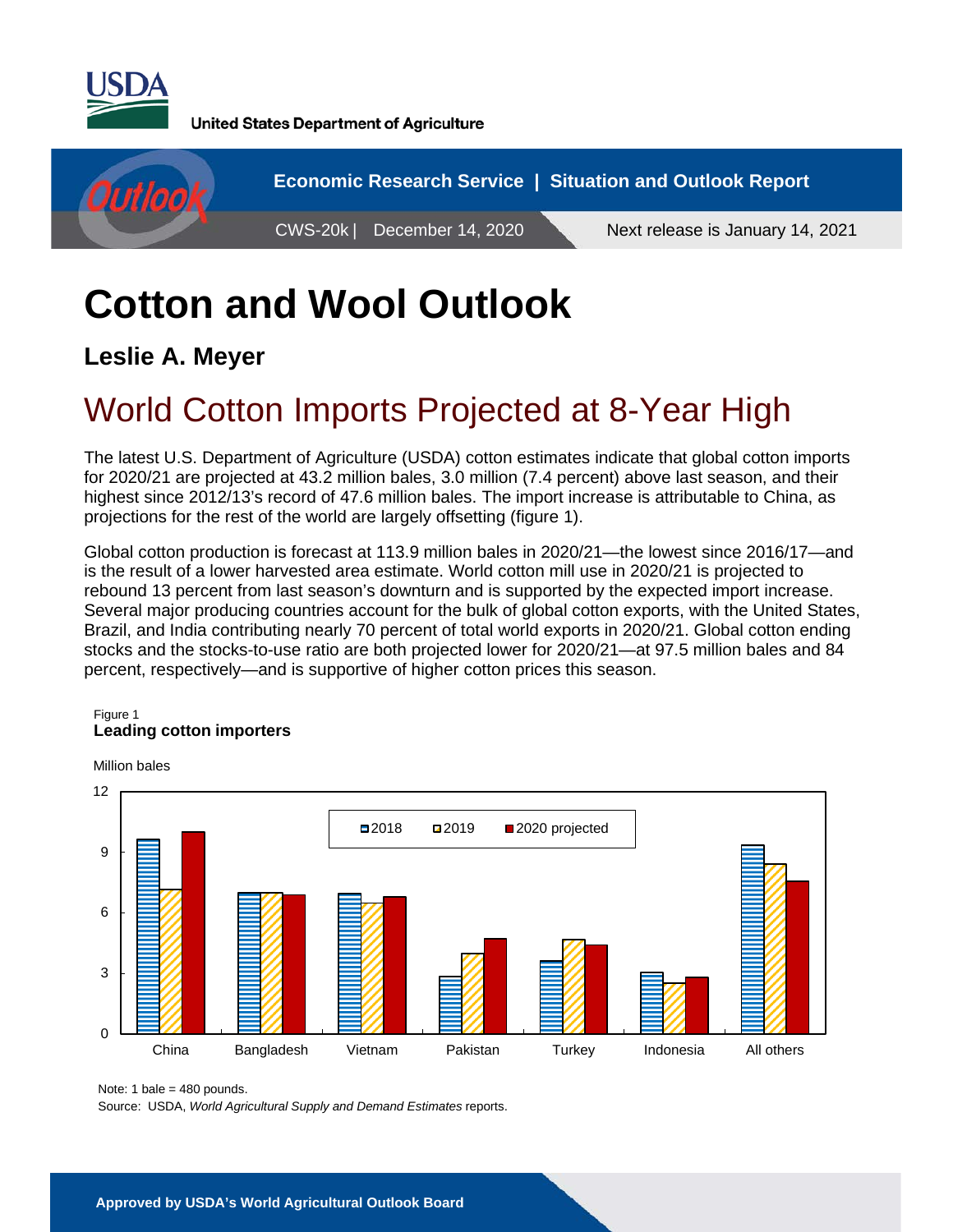United States Department of Agriculture

Economic Research Service | Situation and Outlook Report

CWS-20k | December 14, 2020 Next release is January 14, 2021

# Cotton and Wool Outlook

## Leslie A. Meyer

# World Cotton Imports Projected at 8-Year High

The latest U.S. Department of Agriculture (USDA) cotton estimates indicate that global cotton imports for 2020/21 are projected at 43.2 million bales, 3.0 million (7.4 percent) above last season, and their highest since 2012/13's record of 47.6 million bales. The import increase is attributable to China, as projections for the rest of the world are largely offsetting (figure 1).

Global cotton production is forecast at 113.9 million bales in 2020/21—the lowest since 2016/17—and is the result of a lower harvested area estimate. World cotton mill use in 2020/21 is projected to rebound 13 percent from last season's downturn and is supported by the expected import increase. Several major producing countries account for the bulk of global cotton exports, with the United States, Brazil, and India contributing nearly 70 percent of total world exports in 2020/21. Global cotton ending stocks and the stocks-to-use ratio are both projected lower for 2020/21—at 97.5 million bales and 84 percent, respectively—and is supportive of higher cotton prices this season.

Figure 1
**Leading cotton importers**

Million bales

| | 2018 | 2019 | 2020 projected |
|---|---|---|---|
| China | 9.6 | 7.1 | 10.0 |
| Bangladesh | 7.0 | 7.0 | 6.9 |
| Vietnam | 6.9 | 6.5 | 6.8 |
| Pakistan | 2.8 | 4.0 | 4.7 |
| Turkey | 3.6 | 4.6 | 4.4 |
| Indonesia | 3.0 | 2.5 | 2.8 |
| All others | 9.3 | 8.4 | 7.6 |

Note: 1 bale = 480 pounds.
Source: USDA, *World Agricultural Supply and Demand Estimates* reports.

Approved by USDA's World Agricultural Outlook Board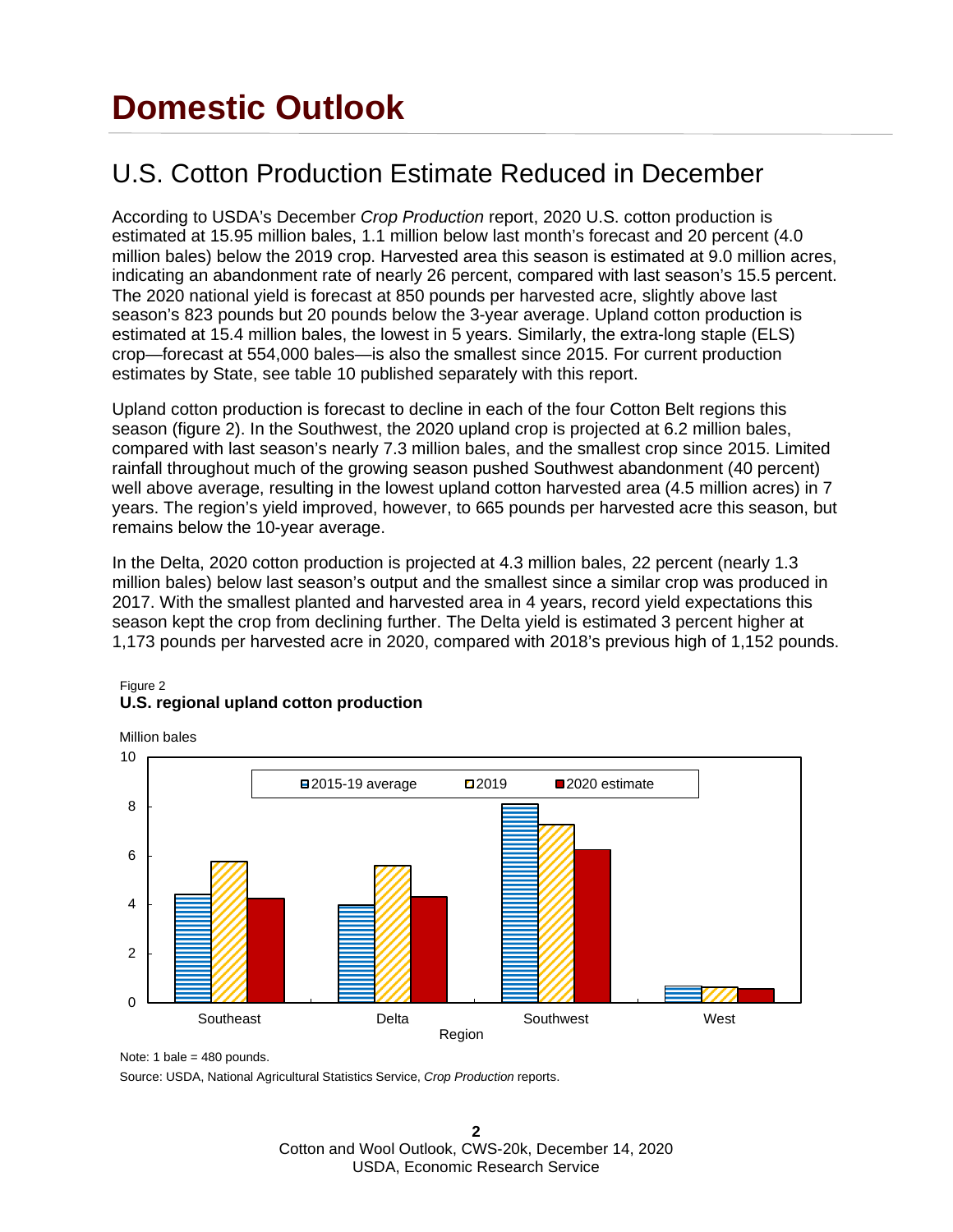# Domestic Outlook

## U.S. Cotton Production Estimate Reduced in December

According to USDA's December *Crop Production* report, 2020 U.S. cotton production is estimated at 15.95 million bales, 1.1 million below last month's forecast and 20 percent (4.0 million bales) below the 2019 crop. Harvested area this season is estimated at 9.0 million acres, indicating an abandonment rate of nearly 26 percent, compared with last season's 15.5 percent. The 2020 national yield is forecast at 850 pounds per harvested acre, slightly above last season's 823 pounds but 20 pounds below the 3-year average. Upland cotton production is estimated at 15.4 million bales, the lowest in 5 years. Similarly, the extra-long staple (ELS) crop—forecast at 554,000 bales—is also the smallest since 2015. For current production estimates by State, see table 10 published separately with this report.

Upland cotton production is forecast to decline in each of the four Cotton Belt regions this season (figure 2). In the Southwest, the 2020 upland crop is projected at 6.2 million bales, compared with last season's nearly 7.3 million bales, and the smallest crop since 2015. Limited rainfall throughout much of the growing season pushed Southwest abandonment (40 percent) well above average, resulting in the lowest upland cotton harvested area (4.5 million acres) in 7 years. The region's yield improved, however, to 665 pounds per harvested acre this season, but remains below the 10-year average.

In the Delta, 2020 cotton production is projected at 4.3 million bales, 22 percent (nearly 1.3 million bales) below last season's output and the smallest since a similar crop was produced in 2017. With the smallest planted and harvested area in 4 years, record yield expectations this season kept the crop from declining further. The Delta yield is estimated 3 percent higher at 1,173 pounds per harvested acre in 2020, compared with 2018's previous high of 1,152 pounds.

Figure 2
**U.S. regional upland cotton production**

Million bales

| Region | 2015-19 average | 2019 | 2020 estimate |
|---|---|---|---|
| Southeast | ~4.4 | ~5.8 | ~4.2 |
| Delta | ~4.0 | ~5.6 | ~4.3 |
| Southwest | ~8.1 | ~7.3 | ~6.2 |
| West | ~0.7 | ~0.6 | ~0.5 |

Note: 1 bale = 480 pounds.

Source: USDA, National Agricultural Statistics Service, *Crop Production* reports.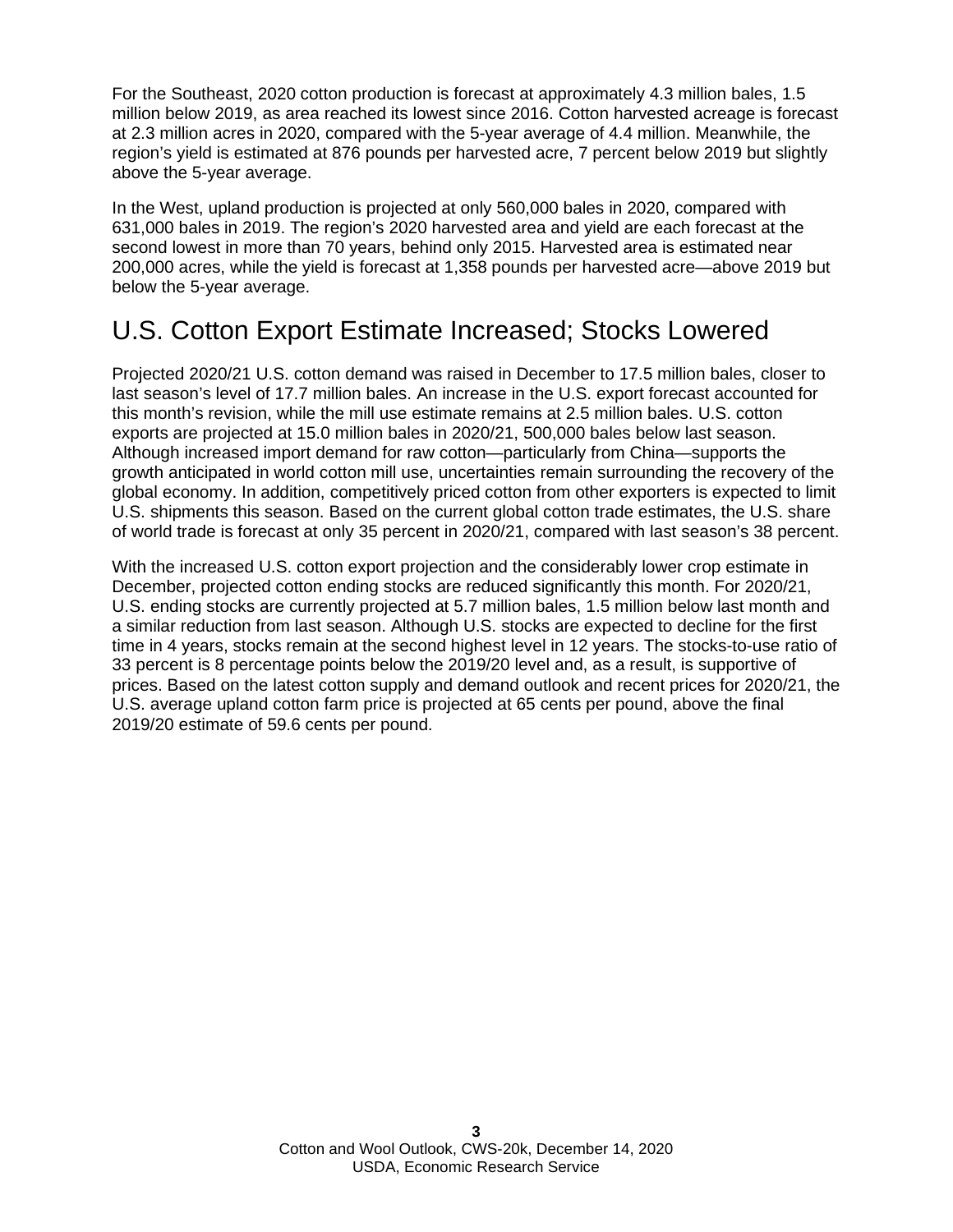For the Southeast, 2020 cotton production is forecast at approximately 4.3 million bales, 1.5 million below 2019, as area reached its lowest since 2016. Cotton harvested acreage is forecast at 2.3 million acres in 2020, compared with the 5-year average of 4.4 million. Meanwhile, the region's yield is estimated at 876 pounds per harvested acre, 7 percent below 2019 but slightly above the 5-year average.

In the West, upland production is projected at only 560,000 bales in 2020, compared with 631,000 bales in 2019. The region's 2020 harvested area and yield are each forecast at the second lowest in more than 70 years, behind only 2015. Harvested area is estimated near 200,000 acres, while the yield is forecast at 1,358 pounds per harvested acre—above 2019 but below the 5-year average.

## U.S. Cotton Export Estimate Increased; Stocks Lowered

Projected 2020/21 U.S. cotton demand was raised in December to 17.5 million bales, closer to last season's level of 17.7 million bales. An increase in the U.S. export forecast accounted for this month's revision, while the mill use estimate remains at 2.5 million bales. U.S. cotton exports are projected at 15.0 million bales in 2020/21, 500,000 bales below last season. Although increased import demand for raw cotton—particularly from China—supports the growth anticipated in world cotton mill use, uncertainties remain surrounding the recovery of the global economy. In addition, competitively priced cotton from other exporters is expected to limit U.S. shipments this season. Based on the current global cotton trade estimates, the U.S. share of world trade is forecast at only 35 percent in 2020/21, compared with last season's 38 percent.

With the increased U.S. cotton export projection and the considerably lower crop estimate in December, projected cotton ending stocks are reduced significantly this month. For 2020/21, U.S. ending stocks are currently projected at 5.7 million bales, 1.5 million below last month and a similar reduction from last season. Although U.S. stocks are expected to decline for the first time in 4 years, stocks remain at the second highest level in 12 years. The stocks-to-use ratio of 33 percent is 8 percentage points below the 2019/20 level and, as a result, is supportive of prices. Based on the latest cotton supply and demand outlook and recent prices for 2020/21, the U.S. average upland cotton farm price is projected at 65 cents per pound, above the final 2019/20 estimate of 59.6 cents per pound.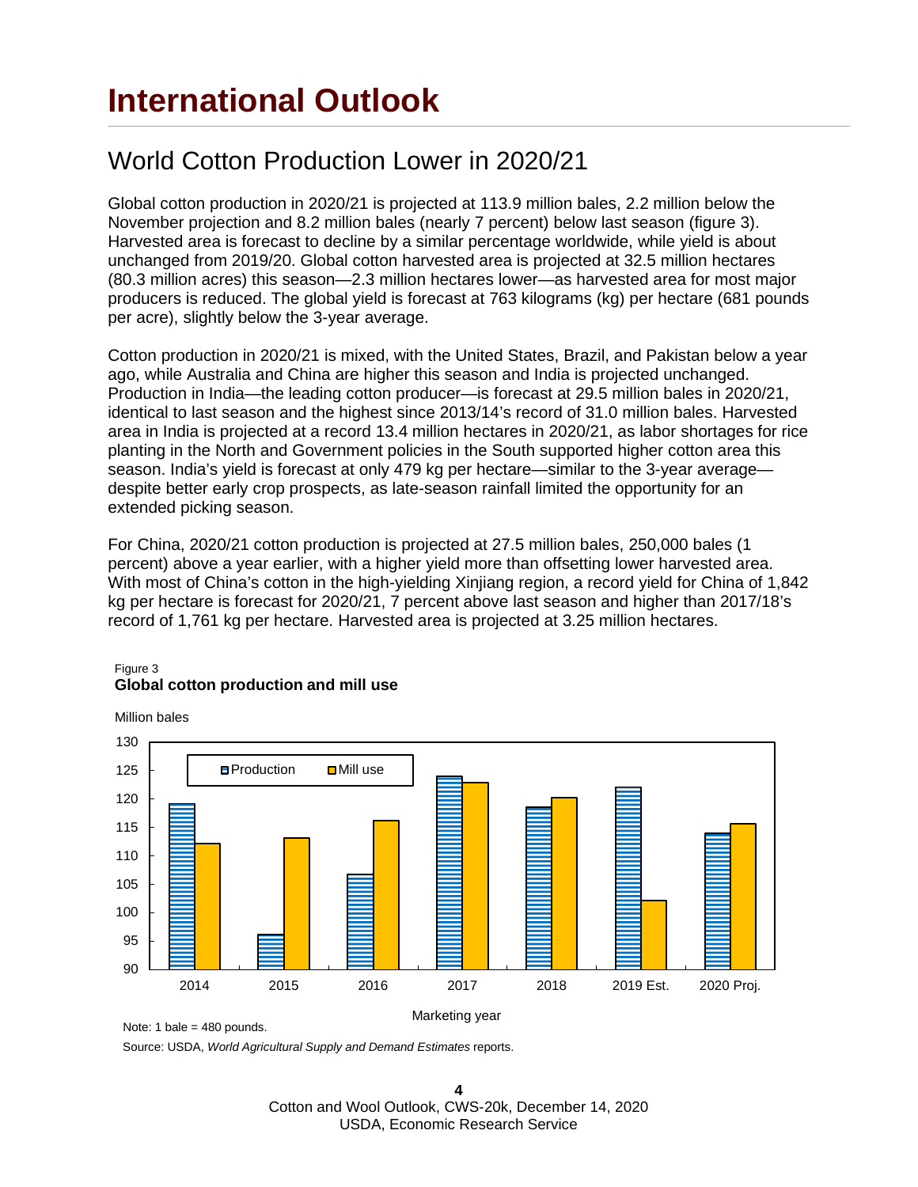# International Outlook

## World Cotton Production Lower in 2020/21

Global cotton production in 2020/21 is projected at 113.9 million bales, 2.2 million below the November projection and 8.2 million bales (nearly 7 percent) below last season (figure 3). Harvested area is forecast to decline by a similar percentage worldwide, while yield is about unchanged from 2019/20. Global cotton harvested area is projected at 32.5 million hectares (80.3 million acres) this season—2.3 million hectares lower—as harvested area for most major producers is reduced. The global yield is forecast at 763 kilograms (kg) per hectare (681 pounds per acre), slightly below the 3-year average.

Cotton production in 2020/21 is mixed, with the United States, Brazil, and Pakistan below a year ago, while Australia and China are higher this season and India is projected unchanged. Production in India—the leading cotton producer—is forecast at 29.5 million bales in 2020/21, identical to last season and the highest since 2013/14's record of 31.0 million bales. Harvested area in India is projected at a record 13.4 million hectares in 2020/21, as labor shortages for rice planting in the North and Government policies in the South supported higher cotton area this season. India's yield is forecast at only 479 kg per hectare—similar to the 3-year average—despite better early crop prospects, as late-season rainfall limited the opportunity for an extended picking season.

For China, 2020/21 cotton production is projected at 27.5 million bales, 250,000 bales (1 percent) above a year earlier, with a higher yield more than offsetting lower harvested area. With most of China's cotton in the high-yielding Xinjiang region, a record yield for China of 1,842 kg per hectare is forecast for 2020/21, 7 percent above last season and higher than 2017/18's record of 1,761 kg per hectare. Harvested area is projected at 3.25 million hectares.

Figure 3
**Global cotton production and mill use**

Million bales

| Marketing year | Production | Mill use |
|---|---|---|
| 2014 | ~119 | ~112 |
| 2015 | ~96 | ~113 |
| 2016 | ~107 | ~116 |
| 2017 | ~124 | ~123 |
| 2018 | ~118.5 | ~120 |
| 2019 Est. | ~122 | ~102 |
| 2020 Proj. | ~114 | ~115.5 |

Note: 1 bale = 480 pounds.

Source: USDA, *World Agricultural Supply and Demand Estimates* reports.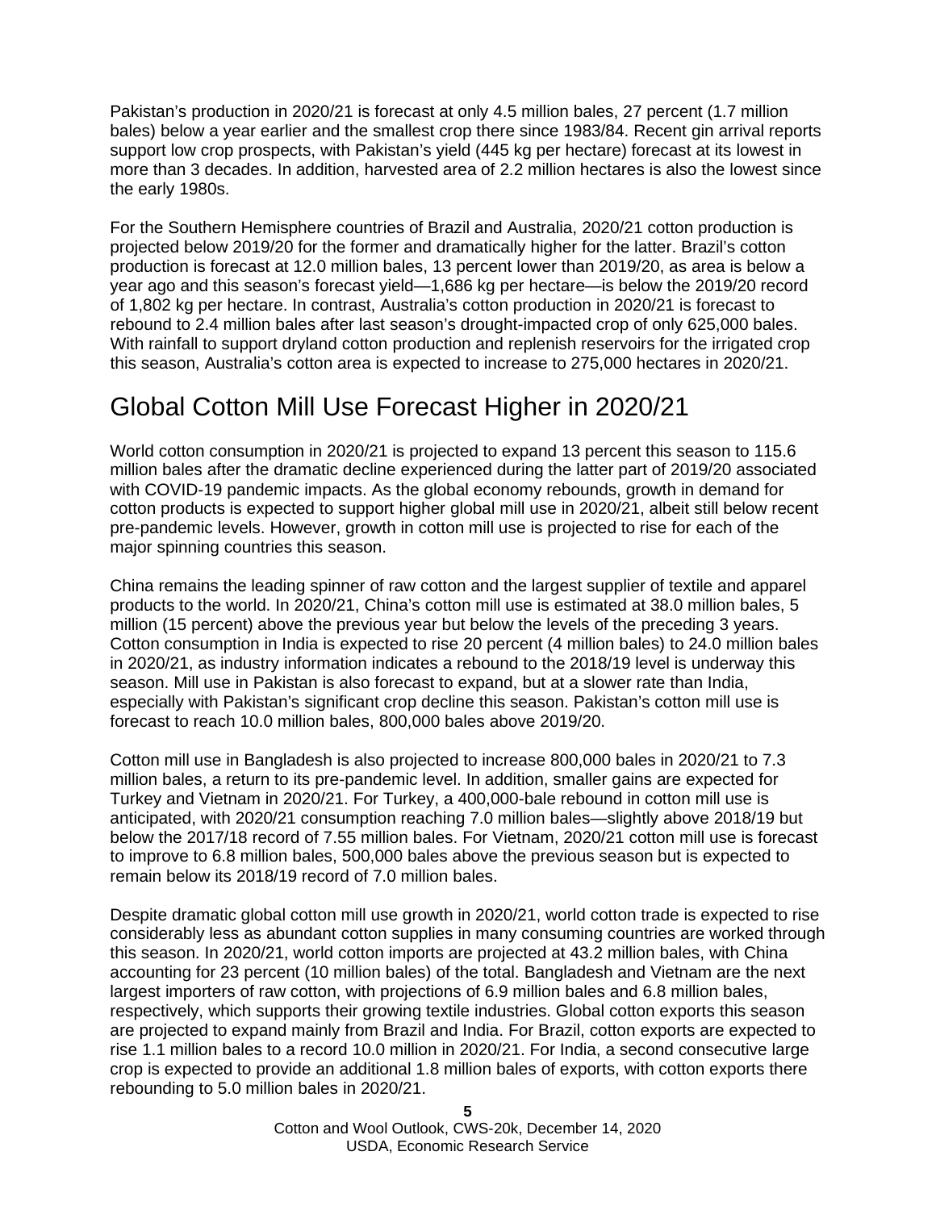Pakistan's production in 2020/21 is forecast at only 4.5 million bales, 27 percent (1.7 million bales) below a year earlier and the smallest crop there since 1983/84. Recent gin arrival reports support low crop prospects, with Pakistan's yield (445 kg per hectare) forecast at its lowest in more than 3 decades. In addition, harvested area of 2.2 million hectares is also the lowest since the early 1980s.

For the Southern Hemisphere countries of Brazil and Australia, 2020/21 cotton production is projected below 2019/20 for the former and dramatically higher for the latter. Brazil's cotton production is forecast at 12.0 million bales, 13 percent lower than 2019/20, as area is below a year ago and this season's forecast yield—1,686 kg per hectare—is below the 2019/20 record of 1,802 kg per hectare. In contrast, Australia's cotton production in 2020/21 is forecast to rebound to 2.4 million bales after last season's drought-impacted crop of only 625,000 bales. With rainfall to support dryland cotton production and replenish reservoirs for the irrigated crop this season, Australia's cotton area is expected to increase to 275,000 hectares in 2020/21.

## Global Cotton Mill Use Forecast Higher in 2020/21

World cotton consumption in 2020/21 is projected to expand 13 percent this season to 115.6 million bales after the dramatic decline experienced during the latter part of 2019/20 associated with COVID-19 pandemic impacts. As the global economy rebounds, growth in demand for cotton products is expected to support higher global mill use in 2020/21, albeit still below recent pre-pandemic levels. However, growth in cotton mill use is projected to rise for each of the major spinning countries this season.

China remains the leading spinner of raw cotton and the largest supplier of textile and apparel products to the world. In 2020/21, China's cotton mill use is estimated at 38.0 million bales, 5 million (15 percent) above the previous year but below the levels of the preceding 3 years. Cotton consumption in India is expected to rise 20 percent (4 million bales) to 24.0 million bales in 2020/21, as industry information indicates a rebound to the 2018/19 level is underway this season. Mill use in Pakistan is also forecast to expand, but at a slower rate than India, especially with Pakistan's significant crop decline this season. Pakistan's cotton mill use is forecast to reach 10.0 million bales, 800,000 bales above 2019/20.

Cotton mill use in Bangladesh is also projected to increase 800,000 bales in 2020/21 to 7.3 million bales, a return to its pre-pandemic level. In addition, smaller gains are expected for Turkey and Vietnam in 2020/21. For Turkey, a 400,000-bale rebound in cotton mill use is anticipated, with 2020/21 consumption reaching 7.0 million bales—slightly above 2018/19 but below the 2017/18 record of 7.55 million bales. For Vietnam, 2020/21 cotton mill use is forecast to improve to 6.8 million bales, 500,000 bales above the previous season but is expected to remain below its 2018/19 record of 7.0 million bales.

Despite dramatic global cotton mill use growth in 2020/21, world cotton trade is expected to rise considerably less as abundant cotton supplies in many consuming countries are worked through this season. In 2020/21, world cotton imports are projected at 43.2 million bales, with China accounting for 23 percent (10 million bales) of the total. Bangladesh and Vietnam are the next largest importers of raw cotton, with projections of 6.9 million bales and 6.8 million bales, respectively, which supports their growing textile industries. Global cotton exports this season are projected to expand mainly from Brazil and India. For Brazil, cotton exports are expected to rise 1.1 million bales to a record 10.0 million in 2020/21. For India, a second consecutive large crop is expected to provide an additional 1.8 million bales of exports, with cotton exports there rebounding to 5.0 million bales in 2020/21.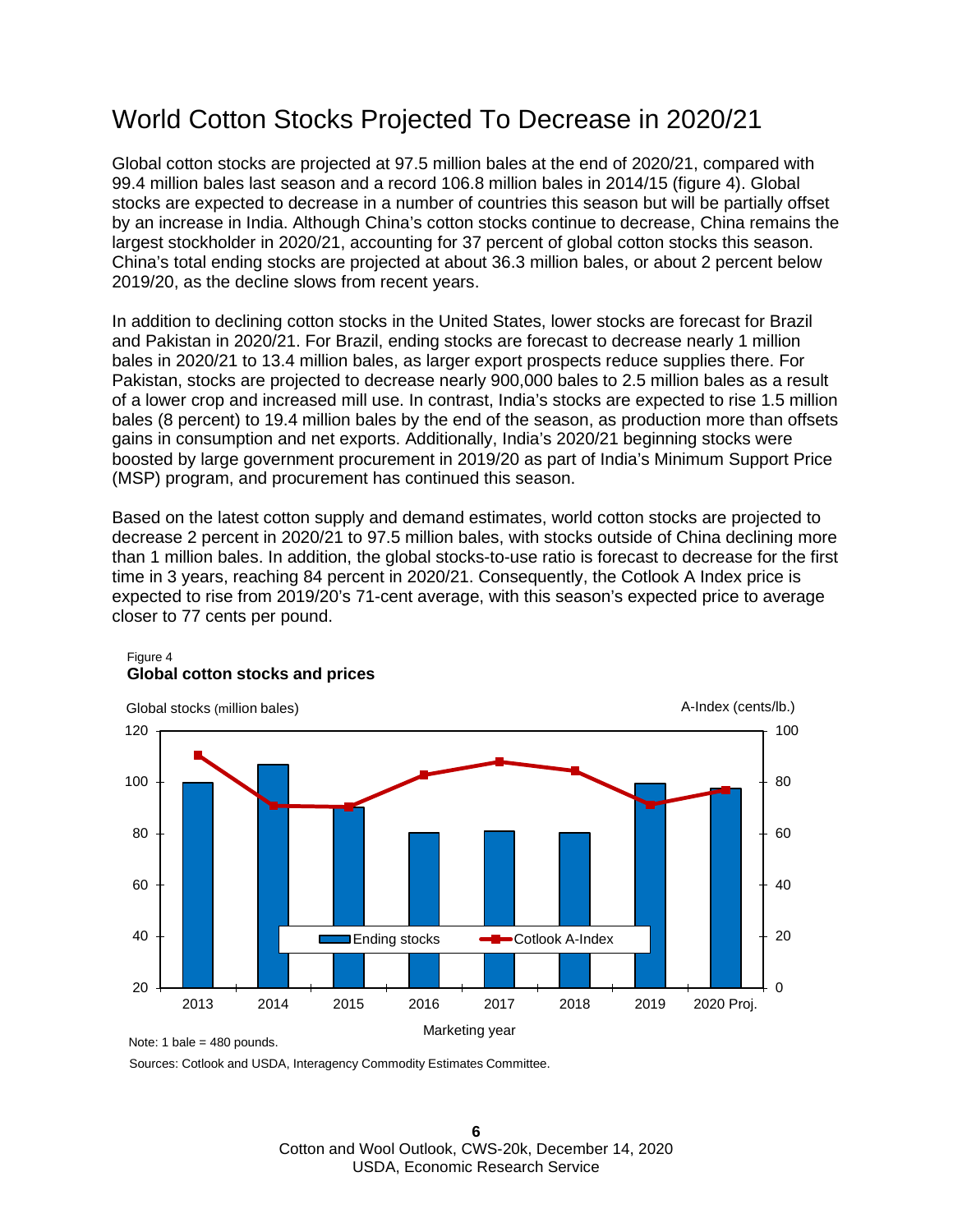# World Cotton Stocks Projected To Decrease in 2020/21

Global cotton stocks are projected at 97.5 million bales at the end of 2020/21, compared with 99.4 million bales last season and a record 106.8 million bales in 2014/15 (figure 4). Global stocks are expected to decrease in a number of countries this season but will be partially offset by an increase in India. Although China's cotton stocks continue to decrease, China remains the largest stockholder in 2020/21, accounting for 37 percent of global cotton stocks this season. China's total ending stocks are projected at about 36.3 million bales, or about 2 percent below 2019/20, as the decline slows from recent years.

In addition to declining cotton stocks in the United States, lower stocks are forecast for Brazil and Pakistan in 2020/21. For Brazil, ending stocks are forecast to decrease nearly 1 million bales in 2020/21 to 13.4 million bales, as larger export prospects reduce supplies there. For Pakistan, stocks are projected to decrease nearly 900,000 bales to 2.5 million bales as a result of a lower crop and increased mill use. In contrast, India's stocks are expected to rise 1.5 million bales (8 percent) to 19.4 million bales by the end of the season, as production more than offsets gains in consumption and net exports. Additionally, India's 2020/21 beginning stocks were boosted by large government procurement in 2019/20 as part of India's Minimum Support Price (MSP) program, and procurement has continued this season.

Based on the latest cotton supply and demand estimates, world cotton stocks are projected to decrease 2 percent in 2020/21 to 97.5 million bales, with stocks outside of China declining more than 1 million bales. In addition, the global stocks-to-use ratio is forecast to decrease for the first time in 3 years, reaching 84 percent in 2020/21. Consequently, the Cotlook A Index price is expected to rise from 2019/20's 71-cent average, with this season's expected price to average closer to 77 cents per pound.

Figure 4
**Global cotton stocks and prices**

Note: 1 bale = 480 pounds.

Sources: Cotlook and USDA, Interagency Commodity Estimates Committee.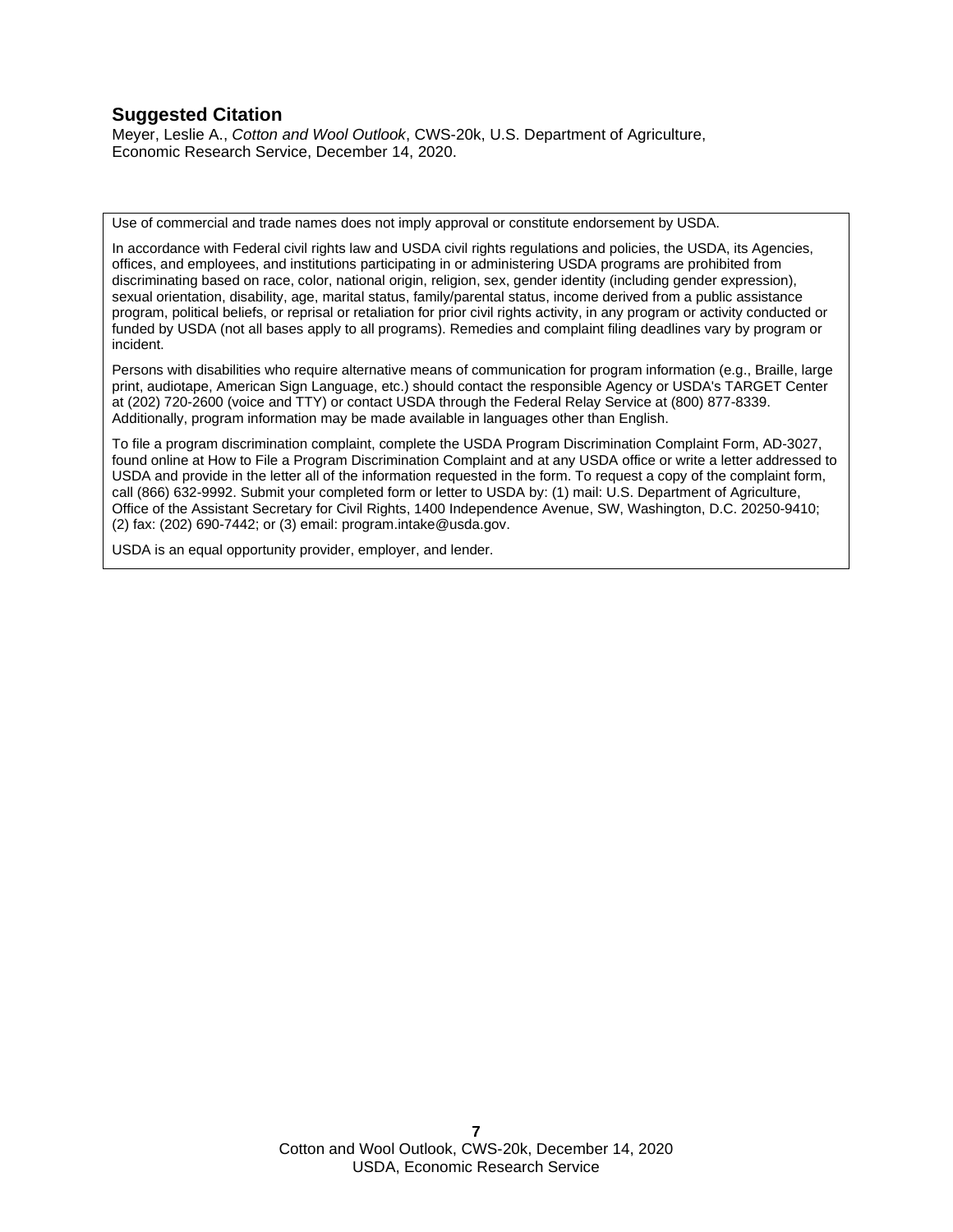## Suggested Citation

Meyer, Leslie A., *Cotton and Wool Outlook*, CWS-20k, U.S. Department of Agriculture, Economic Research Service, December 14, 2020.

Use of commercial and trade names does not imply approval or constitute endorsement by USDA.

In accordance with Federal civil rights law and USDA civil rights regulations and policies, the USDA, its Agencies, offices, and employees, and institutions participating in or administering USDA programs are prohibited from discriminating based on race, color, national origin, religion, sex, gender identity (including gender expression), sexual orientation, disability, age, marital status, family/parental status, income derived from a public assistance program, political beliefs, or reprisal or retaliation for prior civil rights activity, in any program or activity conducted or funded by USDA (not all bases apply to all programs). Remedies and complaint filing deadlines vary by program or incident.

Persons with disabilities who require alternative means of communication for program information (e.g., Braille, large print, audiotape, American Sign Language, etc.) should contact the responsible Agency or USDA's TARGET Center at (202) 720-2600 (voice and TTY) or contact USDA through the Federal Relay Service at (800) 877-8339. Additionally, program information may be made available in languages other than English.

To file a program discrimination complaint, complete the USDA Program Discrimination Complaint Form, AD-3027, found online at How to File a Program Discrimination Complaint and at any USDA office or write a letter addressed to USDA and provide in the letter all of the information requested in the form. To request a copy of the complaint form, call (866) 632-9992. Submit your completed form or letter to USDA by: (1) mail: U.S. Department of Agriculture, Office of the Assistant Secretary for Civil Rights, 1400 Independence Avenue, SW, Washington, D.C. 20250-9410; (2) fax: (202) 690-7442; or (3) email: program.intake@usda.gov.

USDA is an equal opportunity provider, employer, and lender.